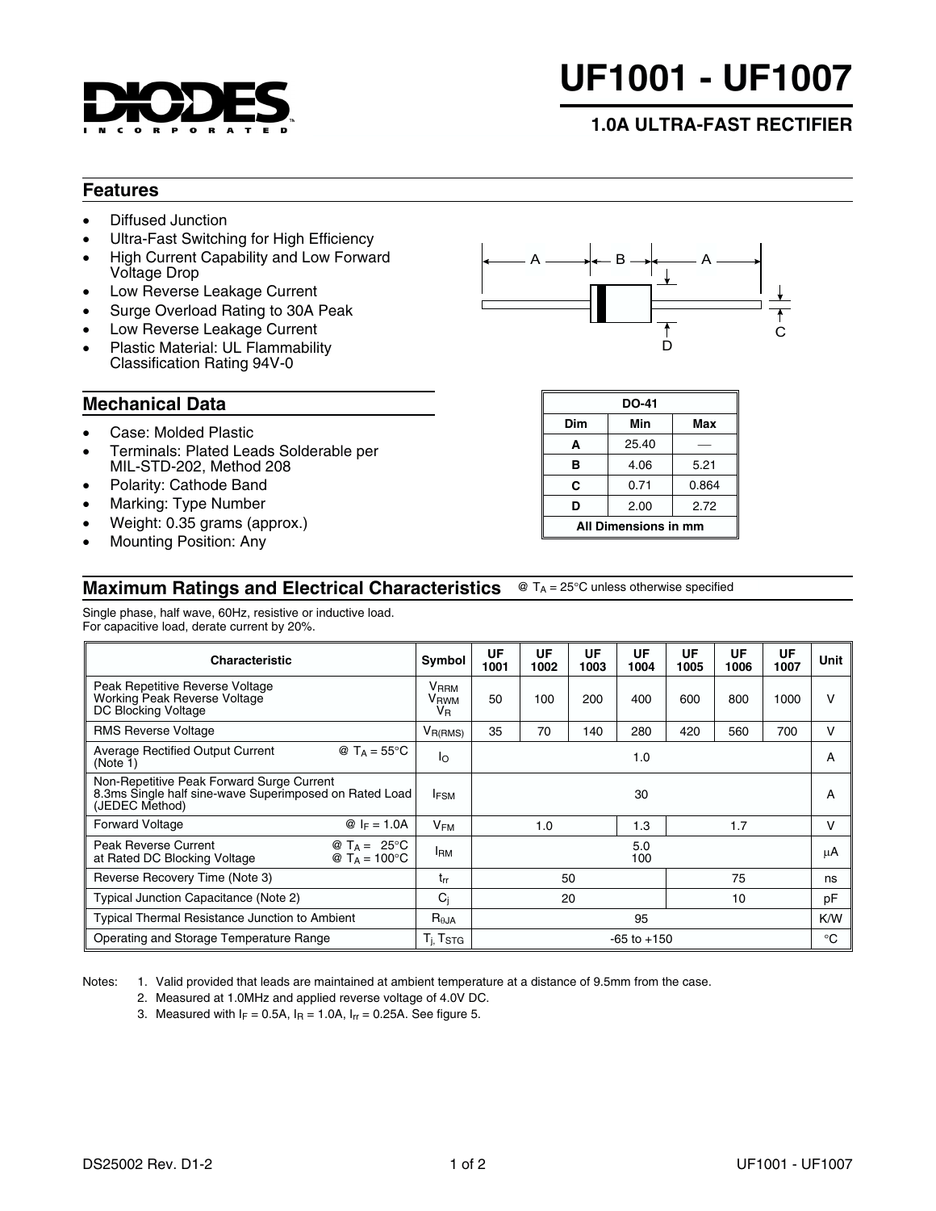# UF1001 - UF1007

## 1.0A ULTRA-FAST RECTIFIER

## Features

- Diffused Junction
- Ultra-Fast Switching for High Efficiency
- High Current Capability and Low Forward Voltage Drop
- Low Reverse Leakage Current
- Surge Overload Rating to 30A Peak
- Low Reverse Leakage Current
- Plastic Material: UL Flammability Classification Rating 94V-0

| DO-41 | | |
|---|---|---|
| **Dim** | **Min** | **Max** |
| **A** | 25.40 | — |
| **B** | 4.06 | 5.21 |
| **C** | 0.71 | 0.864 |
| **D** | 2.00 | 2.72 |
| All Dimensions in mm | | |

## Mechanical Data

- Case: Molded Plastic
- Terminals: Plated Leads Solderable per MIL-STD-202, Method 208
- Polarity: Cathode Band
- Marking: Type Number
- Weight: 0.35 grams (approx.)
- Mounting Position: Any

## Maximum Ratings and Electrical Characteristics

@ $T_A$ = 25°C unless otherwise specified

Single phase, half wave, 60Hz, resistive or inductive load.
For capacitive load, derate current by 20%.

| Characteristic | Symbol | UF 1001 | UF 1002 | UF 1003 | UF 1004 | UF 1005 | UF 1006 | UF 1007 | Unit |
|---|---|---|---|---|---|---|---|---|---|
| Peak Repetitive Reverse Voltage<br>Working Peak Reverse Voltage<br>DC Blocking Voltage | $V_{RRM}$<br>$V_{RWM}$<br>$V_R$ | 50 | 100 | 200 | 400 | 600 | 800 | 1000 | V |
| RMS Reverse Voltage | $V_{R(RMS)}$ | 35 | 70 | 140 | 280 | 420 | 560 | 700 | V |
| Average Rectified Output Current (Note 1) @ $T_A$ = 55°C | $I_O$ | 1.0 | | | | | | | A |
| Non-Repetitive Peak Forward Surge Current 8.3ms Single half sine-wave Superimposed on Rated Load (JEDEC Method) | $I_{FSM}$ | 30 | | | | | | | A |
| Forward Voltage @ $I_F$ = 1.0A | $V_{FM}$ | 1.0 | | | 1.3 | 1.7 | | | V |
| Peak Reverse Current at Rated DC Blocking Voltage @ $T_A$ = 25°C<br>@ $T_A$ = 100°C | $I_{RM}$ | 5.0<br>100 | | | | | | | µA |
| Reverse Recovery Time (Note 3) | $t_{rr}$ | 50 | | | | 75 | | | ns |
| Typical Junction Capacitance (Note 2) | $C_j$ | 20 | | | | 10 | | | pF |
| Typical Thermal Resistance Junction to Ambient | $R_{\theta JA}$ | 95 | | | | | | | K/W |
| Operating and Storage Temperature Range | $T_j, T_{STG}$ | -65 to +150 | | | | | | | °C |

Notes:
1. Valid provided that leads are maintained at ambient temperature at a distance of 9.5mm from the case.
2. Measured at 1.0MHz and applied reverse voltage of 4.0V DC.
3. Measured with $I_F$ = 0.5A, $I_R$ = 1.0A, $I_{rr}$ = 0.25A. See figure 5.

DS25002 Rev. D1-2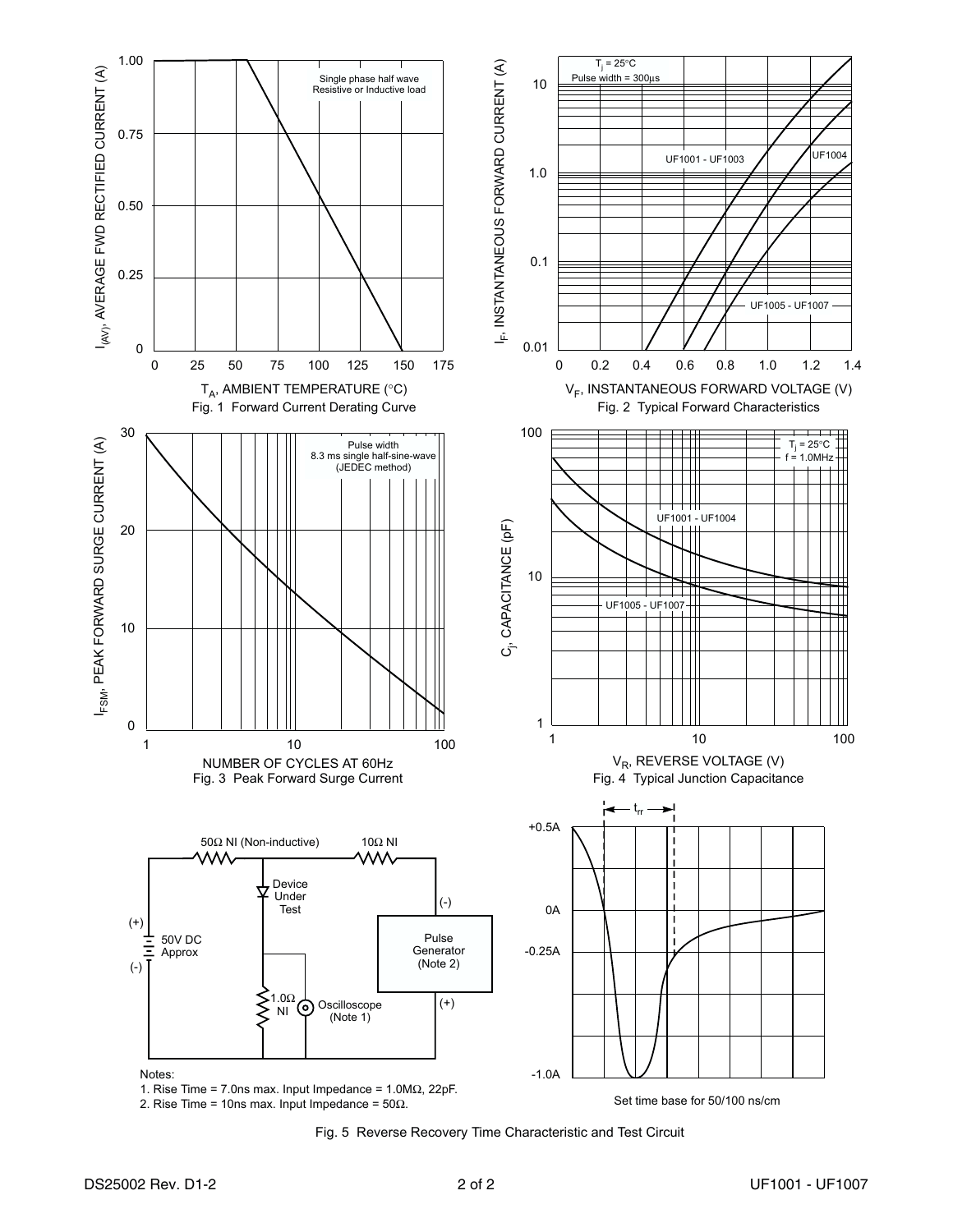1.00

0.75

0.50

0.25

0

0 25 50 75 100 125 150 175

$I_{(AV)}$, AVERAGE FWD RECTIFIED CURRENT (A)

Single phase half wave
Resistive or Inductive load

$T_A$, AMBIENT TEMPERATURE (°C)

Fig. 1 Forward Current Derating Curve

$T_j$ = 25°C
Pulse width = 300µs

10

1.0

0.1

0.01

0 0.2 0.4 0.6 0.8 1.0 1.2 1.4

UF1001 - UF1003

UF1004

UF1005 - UF1007

$I_F$, INSTANTANEOUS FORWARD CURRENT (A)

$V_F$, INSTANTANEOUS FORWARD VOLTAGE (V)

Fig. 2 Typical Forward Characteristics

30

20

10

0

1 10 100

Pulse width
8.3 ms single half-sine-wave
(JEDEC method)

$I_{FSM}$, PEAK FORWARD SURGE CURRENT (A)

NUMBER OF CYCLES AT 60Hz

Fig. 3 Peak Forward Surge Current

100

10

1

1 10 100

$T_j$ = 25°C
f = 1.0MHz

UF1001 - UF1004

UF1005 - UF1007

$C_j$, CAPACITANCE (pF)

$V_R$, REVERSE VOLTAGE (V)

Fig. 4 Typical Junction Capacitance

50Ω NI (Non-inductive)

10Ω NI

Device Under Test

(+)

50V DC Approx

(-)

(-)

Pulse Generator (Note 2)

(+)

1.0Ω NI

Oscilloscope (Note 1)

Notes:

1. Rise Time = 7.0ns max. Input Impedance = 1.0MΩ, 22pF.
2. Rise Time = 10ns max. Input Impedance = 50Ω.

$t_{rr}$

+0.5A

0A

-0.25A

-1.0A

Set time base for 50/100 ns/cm

Fig. 5 Reverse Recovery Time Characteristic and Test Circuit